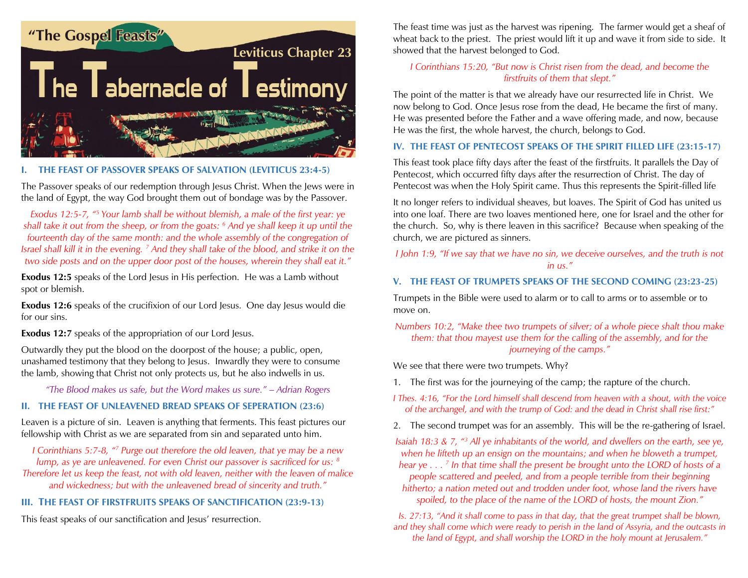# "The Gospel Feasts"

## Leviticus Chapter 23

# The Tabernacle of Testimony

### I. THE FEAST OF PASSOVER SPEAKS OF SALVATION (LEVITICUS 23:4-5)

The Passover speaks of our redemption through Jesus Christ. When the Jews were in the land of Egypt, the way God brought them out of bondage was by the Passover.

*Exodus 12:5-7, "[5] Your lamb shall be without blemish, a male of the first year: ye shall take it out from the sheep, or from the goats: [6] And ye shall keep it up until the fourteenth day of the same month: and the whole assembly of the congregation of Israel shall kill it in the evening. [7] And they shall take of the blood, and strike it on the two side posts and on the upper door post of the houses, wherein they shall eat it."*

**Exodus 12:5** speaks of the Lord Jesus in His perfection. He was a Lamb without spot or blemish.

**Exodus 12:6** speaks of the crucifixion of our Lord Jesus. One day Jesus would die for our sins.

**Exodus 12:7** speaks of the appropriation of our Lord Jesus.

Outwardly they put the blood on the doorpost of the house; a public, open, unashamed testimony that they belong to Jesus. Inwardly they were to consume the lamb, showing that Christ not only protects us, but he also indwells in us.

*"The Blood makes us safe, but the Word makes us sure." – Adrian Rogers*

### II. THE FEAST OF UNLEAVENED BREAD SPEAKS OF SEPERATION (23:6)

Leaven is a picture of sin. Leaven is anything that ferments. This feast pictures our fellowship with Christ as we are separated from sin and separated unto him.

*I Corinthians 5:7-8, "[7] Purge out therefore the old leaven, that ye may be a new lump, as ye are unleavened. For even Christ our passover is sacrificed for us: [8] Therefore let us keep the feast, not with old leaven, neither with the leaven of malice and wickedness; but with the unleavened bread of sincerity and truth."*

### III. THE FEAST OF FIRSTFRUITS SPEAKS OF SANCTIFICATION (23:9-13)

This feast speaks of our sanctification and Jesus' resurrection.

The feast time was just as the harvest was ripening. The farmer would get a sheaf of wheat back to the priest. The priest would lift it up and wave it from side to side. It showed that the harvest belonged to God.

*I Corinthians 15:20, "But now is Christ risen from the dead, and become the firstfruits of them that slept."*

The point of the matter is that we already have our resurrected life in Christ. We now belong to God. Once Jesus rose from the dead, He became the first of many. He was presented before the Father and a wave offering made, and now, because He was the first, the whole harvest, the church, belongs to God.

### IV. THE FEAST OF PENTECOST SPEAKS OF THE SPIRIT FILLED LIFE (23:15-17)

This feast took place fifty days after the feast of the firstfruits. It parallels the Day of Pentecost, which occurred fifty days after the resurrection of Christ. The day of Pentecost was when the Holy Spirit came. Thus this represents the Spirit-filled life

It no longer refers to individual sheaves, but loaves. The Spirit of God has united us into one loaf. There are two loaves mentioned here, one for Israel and the other for the church. So, why is there leaven in this sacrifice? Because when speaking of the church, we are pictured as sinners.

*I John 1:9, "If we say that we have no sin, we deceive ourselves, and the truth is not in us."*

### V. THE FEAST OF TRUMPETS SPEAKS OF THE SECOND COMING (23:23-25)

Trumpets in the Bible were used to alarm or to call to arms or to assemble or to move on.

*Numbers 10:2, "Make thee two trumpets of silver; of a whole piece shalt thou make them: that thou mayest use them for the calling of the assembly, and for the journeying of the camps."*

We see that there were two trumpets. Why?

1. The first was for the journeying of the camp; the rapture of the church.

*I Thes. 4:16, "For the Lord himself shall descend from heaven with a shout, with the voice of the archangel, and with the trump of God: and the dead in Christ shall rise first:"*

2. The second trumpet was for an assembly. This will be the re-gathering of Israel.

*Isaiah 18:3 & 7, "[3] All ye inhabitants of the world, and dwellers on the earth, see ye, when he lifteth up an ensign on the mountains; and when he bloweth a trumpet, hear ye . . . [7] In that time shall the present be brought unto the LORD of hosts of a people scattered and peeled, and from a people terrible from their beginning hitherto; a nation meted out and trodden under foot, whose land the rivers have spoiled, to the place of the name of the LORD of hosts, the mount Zion."*

*Is. 27:13, "And it shall come to pass in that day, that the great trumpet shall be blown, and they shall come which were ready to perish in the land of Assyria, and the outcasts in the land of Egypt, and shall worship the LORD in the holy mount at Jerusalem."*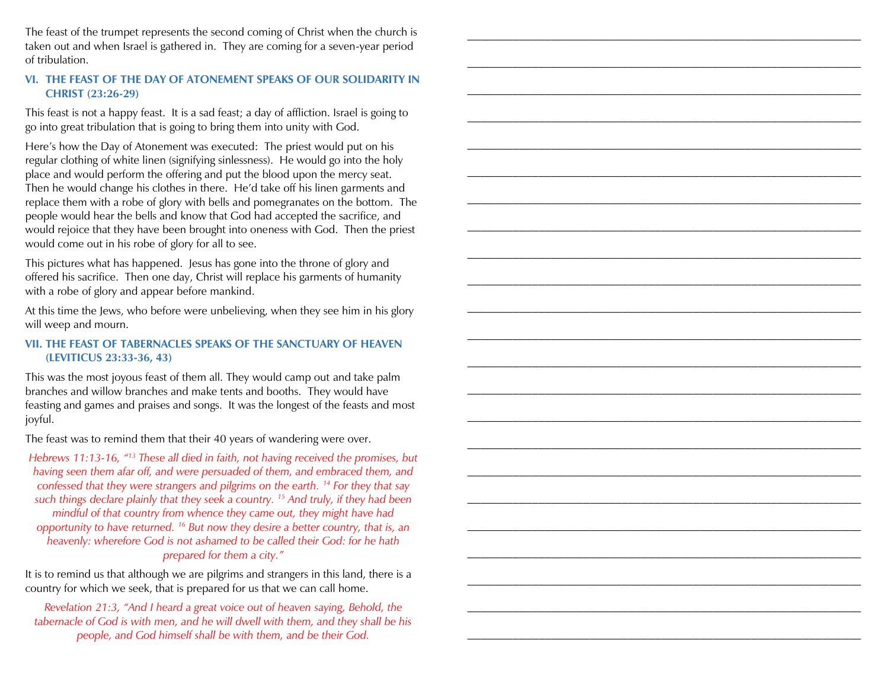The feast of the trumpet represents the second coming of Christ when the church is taken out and when Israel is gathered in. They are coming for a seven-year period of tribulation.

### VI. THE FEAST OF THE DAY OF ATONEMENT SPEAKS OF OUR SOLIDARITY IN CHRIST (23:26-29)

This feast is not a happy feast. It is a sad feast; a day of affliction. Israel is going to go into great tribulation that is going to bring them into unity with God.

Here's how the Day of Atonement was executed: The priest would put on his regular clothing of white linen (signifying sinlessness). He would go into the holy place and would perform the offering and put the blood upon the mercy seat. Then he would change his clothes in there. He'd take off his linen garments and replace them with a robe of glory with bells and pomegranates on the bottom. The people would hear the bells and know that God had accepted the sacrifice, and would rejoice that they have been brought into oneness with God. Then the priest would come out in his robe of glory for all to see.

This pictures what has happened. Jesus has gone into the throne of glory and offered his sacrifice. Then one day, Christ will replace his garments of humanity with a robe of glory and appear before mankind.

At this time the Jews, who before were unbelieving, when they see him in his glory will weep and mourn.

### VII. THE FEAST OF TABERNACLES SPEAKS OF THE SANCTUARY OF HEAVEN (LEVITICUS 23:33-36, 43)

This was the most joyous feast of them all. They would camp out and take palm branches and willow branches and make tents and booths. They would have feasting and games and praises and songs. It was the longest of the feasts and most joyful.

The feast was to remind them that their 40 years of wandering were over.

*Hebrews 11:13-16, "[13] These all died in faith, not having received the promises, but having seen them afar off, and were persuaded of them, and embraced them, and confessed that they were strangers and pilgrims on the earth. [14] For they that say such things declare plainly that they seek a country. [15] And truly, if they had been mindful of that country from whence they came out, they might have had opportunity to have returned. [16] But now they desire a better country, that is, an heavenly: wherefore God is not ashamed to be called their God: for he hath prepared for them a city."*

It is to remind us that although we are pilgrims and strangers in this land, there is a country for which we seek, that is prepared for us that we can call home.

*Revelation 21:3, "And I heard a great voice out of heaven saying, Behold, the tabernacle of God is with men, and he will dwell with them, and they shall be his people, and God himself shall be with them, and be their God.*